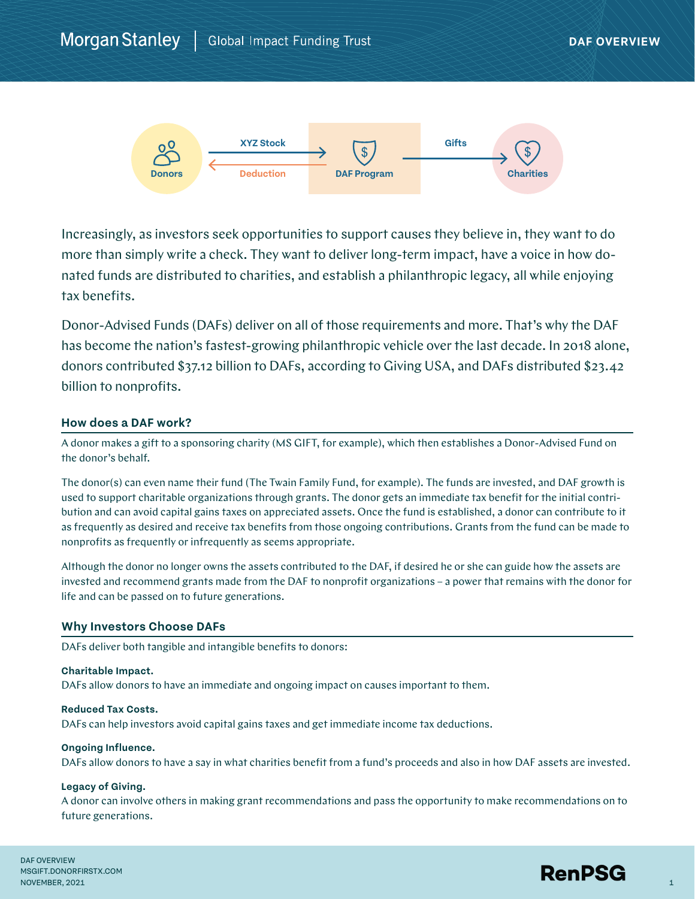Morgan Stanley | Global Impact Funding Trust

DAF OVERVIEW

Donors → XYZ Stock → DAF Program → Gifts → Charities

Deduction ← DAF Program

Increasingly, as investors seek opportunities to support causes they believe in, they want to do more than simply write a check. They want to deliver long-term impact, have a voice in how donated funds are distributed to charities, and establish a philanthropic legacy, all while enjoying tax benefits.

Donor-Advised Funds (DAFs) deliver on all of those requirements and more. That's why the DAF has become the nation's fastest-growing philanthropic vehicle over the last decade. In 2018 alone, donors contributed $37.12 billion to DAFs, according to Giving USA, and DAFs distributed $23.42 billion to nonprofits.

## How does a DAF work?

A donor makes a gift to a sponsoring charity (MS GIFT, for example), which then establishes a Donor-Advised Fund on the donor's behalf.

The donor(s) can even name their fund (The Twain Family Fund, for example). The funds are invested, and DAF growth is used to support charitable organizations through grants. The donor gets an immediate tax benefit for the initial contribution and can avoid capital gains taxes on appreciated assets. Once the fund is established, a donor can contribute to it as frequently as desired and receive tax benefits from those ongoing contributions. Grants from the fund can be made to nonprofits as frequently or infrequently as seems appropriate.

Although the donor no longer owns the assets contributed to the DAF, if desired he or she can guide how the assets are invested and recommend grants made from the DAF to nonprofit organizations – a power that remains with the donor for life and can be passed on to future generations.

## Why Investors Choose DAFs

DAFs deliver both tangible and intangible benefits to donors:

**Charitable Impact.**
DAFs allow donors to have an immediate and ongoing impact on causes important to them.

**Reduced Tax Costs.**
DAFs can help investors avoid capital gains taxes and get immediate income tax deductions.

**Ongoing Influence.**
DAFs allow donors to have a say in what charities benefit from a fund's proceeds and also in how DAF assets are invested.

**Legacy of Giving.**
A donor can involve others in making grant recommendations and pass the opportunity to make recommendations on to future generations.

DAF OVERVIEW
MSGIFT.DONORFIRSTX.COM
NOVEMBER, 2021

RenPSG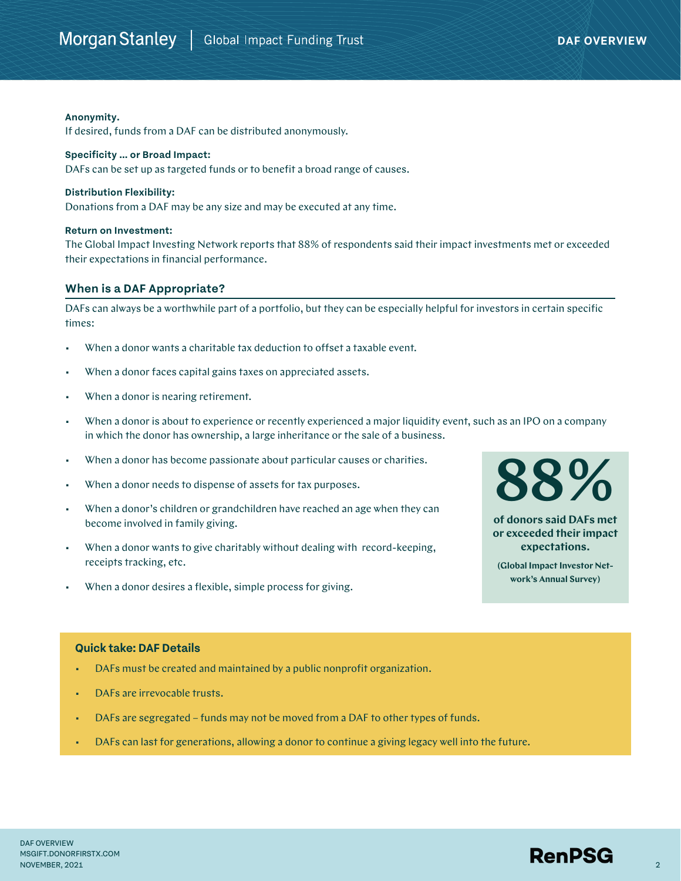**Anonymity.**
If desired, funds from a DAF can be distributed anonymously.

**Specificity ... or Broad Impact:**
DAFs can be set up as targeted funds or to benefit a broad range of causes.

**Distribution Flexibility:**
Donations from a DAF may be any size and may be executed at any time.

**Return on Investment:**
The Global Impact Investing Network reports that 88% of respondents said their impact investments met or exceeded their expectations in financial performance.

## When is a DAF Appropriate?

DAFs can always be a worthwhile part of a portfolio, but they can be especially helpful for investors in certain specific times:

- When a donor wants a charitable tax deduction to offset a taxable event.
- When a donor faces capital gains taxes on appreciated assets.
- When a donor is nearing retirement.
- When a donor is about to experience or recently experienced a major liquidity event, such as an IPO on a company in which the donor has ownership, a large inheritance or the sale of a business.
- When a donor has become passionate about particular causes or charities.
- When a donor needs to dispense of assets for tax purposes.
- When a donor's children or grandchildren have reached an age when they can become involved in family giving.
- When a donor wants to give charitably without dealing with record-keeping, receipts tracking, etc.
- When a donor desires a flexible, simple process for giving.

**88%**

**of donors said DAFs met or exceeded their impact expectations.**

**(Global Impact Investor Network's Annual Survey)**

### Quick take: DAF Details

- DAFs must be created and maintained by a public nonprofit organization.
- DAFs are irrevocable trusts.
- DAFs are segregated – funds may not be moved from a DAF to other types of funds.
- DAFs can last for generations, allowing a donor to continue a giving legacy well into the future.